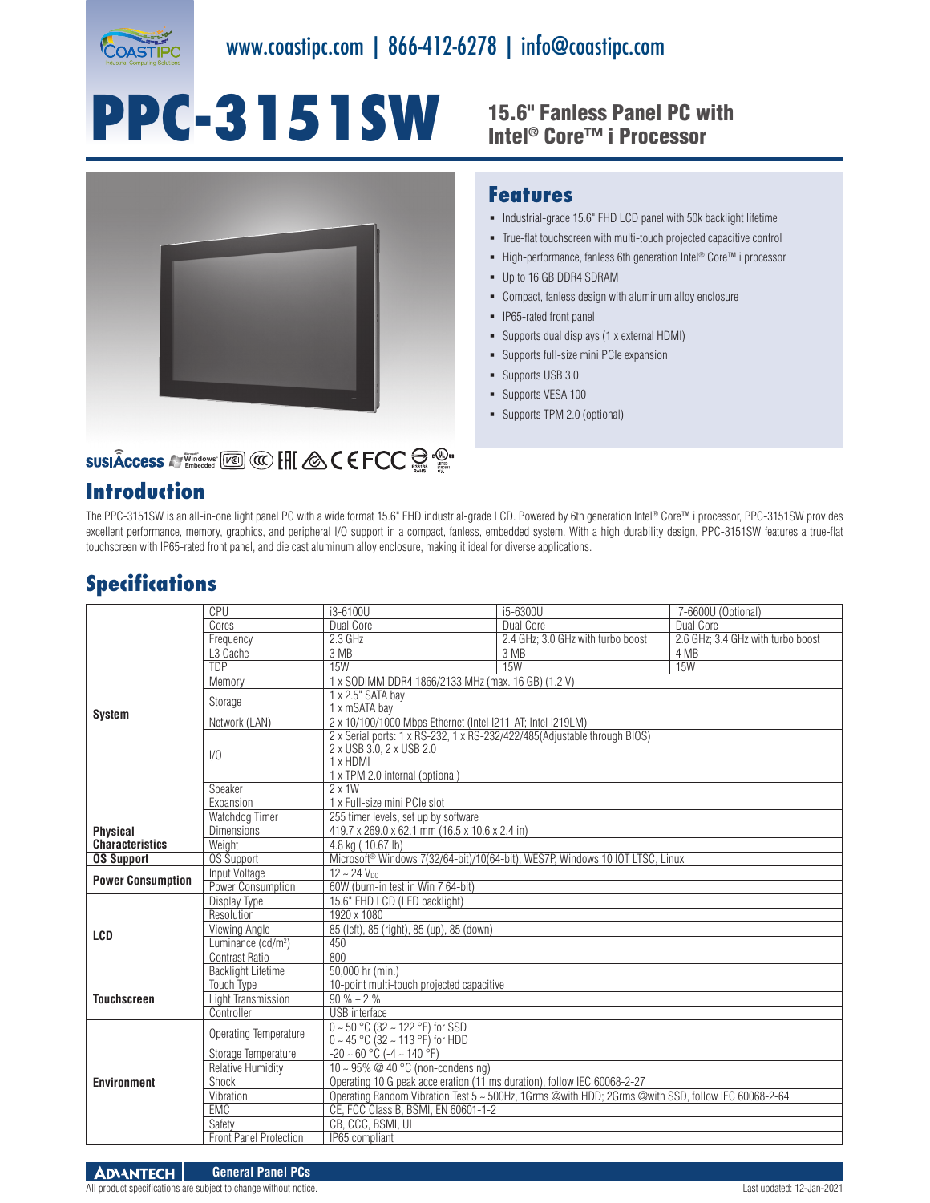www.coastipc.com | 866-412-6278 | info@coastipc.com

# PPC-3151SW

## 15.6" Fanless Panel PC with Intel® Core™ i Processor

## Features

- Industrial-grade 15.6" FHD LCD panel with 50k backlight lifetime
- True-flat touchscreen with multi-touch projected capacitive control
- High-performance, fanless 6th generation Intel® Core™ i processor
- Up to 16 GB DDR4 SDRAM
- Compact, fanless design with aluminum alloy enclosure
- IP65-rated front panel
- Supports dual displays (1 x external HDMI)
- Supports full-size mini PCIe expansion
- Supports USB 3.0
- Supports VESA 100
- Supports TPM 2.0 (optional)

## Introduction

The PPC-3151SW is an all-in-one light panel PC with a wide format 15.6" FHD industrial-grade LCD. Powered by 6th generation Intel® Core™ i processor, PPC-3151SW provides excellent performance, memory, graphics, and peripheral I/O support in a compact, fanless, embedded system. With a high durability design, PPC-3151SW features a true-flat touchscreen with IP65-rated front panel, and die cast aluminum alloy enclosure, making it ideal for diverse applications.

## Specifications

| | | | | |
|---|---|---|---|---|
| **System** | CPU | i3-6100U | i5-6300U | i7-6600U (Optional) |
| | Cores | Dual Core | Dual Core | Dual Core |
| | Frequency | 2.3 GHz | 2.4 GHz; 3.0 GHz with turbo boost | 2.6 GHz; 3.4 GHz with turbo boost |
| | L3 Cache | 3 MB | 3 MB | 4 MB |
| | TDP | 15W | 15W | 15W |
| | Memory | 1 x SODIMM DDR4 1866/2133 MHz (max. 16 GB) (1.2 V) | | |
| | Storage | 1 x 2.5" SATA bay<br>1 x mSATA bay | | |
| | Network (LAN) | 2 x 10/100/1000 Mbps Ethernet (Intel I211-AT; Intel I219LM) | | |
| | I/O | 2 x Serial ports: 1 x RS-232, 1 x RS-232/422/485(Adjustable through BIOS)<br>2 x USB 3.0, 2 x USB 2.0<br>1 x HDMI<br>1 x TPM 2.0 internal (optional) | | |
| | Speaker | 2 x 1W | | |
| | Expansion | 1 x Full-size mini PCIe slot | | |
| | Watchdog Timer | 255 timer levels, set up by software | | |
| **Physical Characteristics** | Dimensions | 419.7 x 269.0 x 62.1 mm (16.5 x 10.6 x 2.4 in) | | |
| | Weight | 4.8 kg ( 10.67 lb) | | |
| **OS Support** | OS Support | Microsoft® Windows 7(32/64-bit)/10(64-bit), WES7P, Windows 10 IOT LTSC, Linux | | |
| **Power Consumption** | Input Voltage | 12 ~ 24 $V_{DC}$ | | |
| | Power Consumption | 60W (burn-in test in Win 7 64-bit) | | |
| **LCD** | Display Type | 15.6" FHD LCD (LED backlight) | | |
| | Resolution | 1920 x 1080 | | |
| | Viewing Angle | 85 (left), 85 (right), 85 (up), 85 (down) | | |
| | Luminance (cd/m²) | 450 | | |
| | Contrast Ratio | 800 | | |
| | Backlight Lifetime | 50,000 hr (min.) | | |
| **Touchscreen** | Touch Type | 10-point multi-touch projected capacitive | | |
| | Light Transmission | 90 % ± 2 % | | |
| | Controller | USB interface | | |
| **Environment** | Operating Temperature | 0 ~ 50 °C (32 ~ 122 °F) for SSD<br>0 ~ 45 °C (32 ~ 113 °F) for HDD | | |
| | Storage Temperature | -20 ~ 60 °C (-4 ~ 140 °F) | | |
| | Relative Humidity | 10 ~ 95% @ 40 °C (non-condensing) | | |
| | Shock | Operating 10 G peak acceleration (11 ms duration), follow IEC 60068-2-27 | | |
| | Vibration | Operating Random Vibration Test 5 ~ 500Hz, 1Grms @with HDD; 2Grms @with SSD, follow IEC 60068-2-64 | | |
| | EMC | CE, FCC Class B, BSMI, EN 60601-1-2 | | |
| | Safety | CB, CCC, BSMI, UL | | |
| | Front Panel Protection | IP65 compliant | | |

General Panel PCs

All product specifications are subject to change without notice.

Last updated: 12-Jan-2021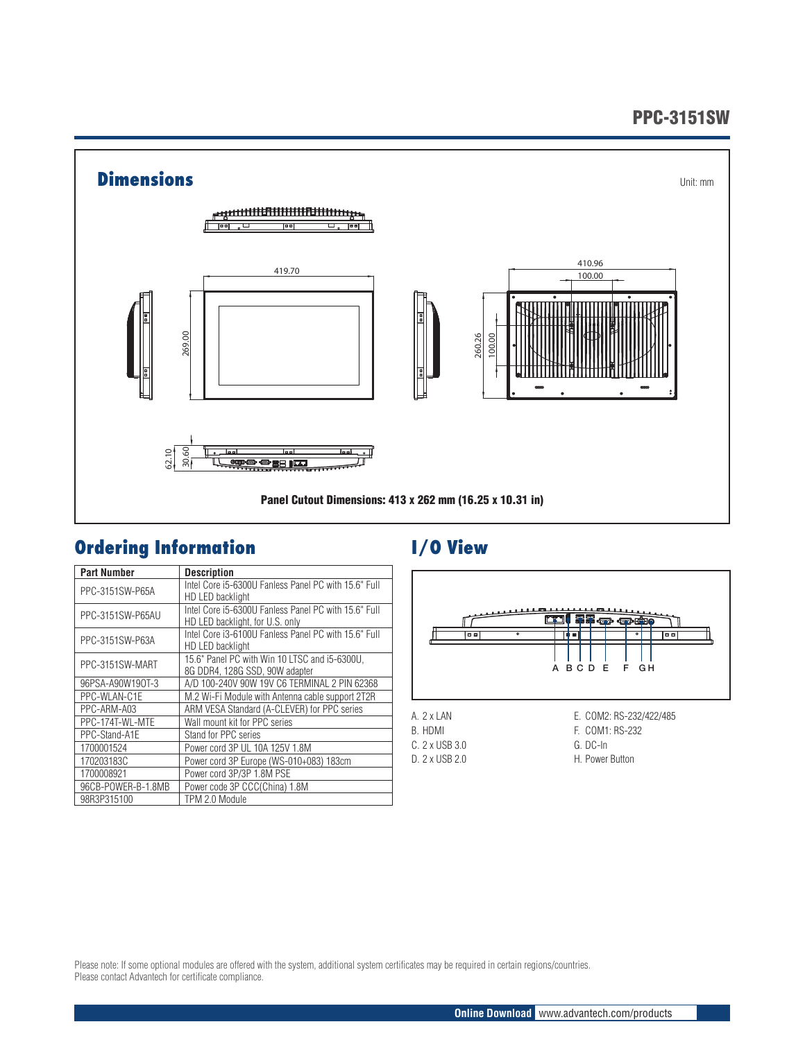## Dimensions

Unit: mm

419.70

269.00

410.96

100.00

260.26

100.00

62.10

30.60

**Panel Cutout Dimensions: 413 x 262 mm (16.25 x 10.31 in)**

## Ordering Information

| Part Number | Description |
|---|---|
| PPC-3151SW-P65A | Intel Core i5-6300U Fanless Panel PC with 15.6" Full HD LED backlight |
| PPC-3151SW-P65AU | Intel Core i5-6300U Fanless Panel PC with 15.6" Full HD LED backlight, for U.S. only |
| PPC-3151SW-P63A | Intel Core i3-6100U Fanless Panel PC with 15.6" Full HD LED backlight |
| PPC-3151SW-MART | 15.6" Panel PC with Win 10 LTSC and i5-6300U, 8G DDR4, 128G SSD, 90W adapter |
| 96PSA-A90W19OT-3 | A/D 100-240V 90W 19V C6 TERMINAL 2 PIN 62368 |
| PPC-WLAN-C1E | M.2 Wi-Fi Module with Antenna cable support 2T2R |
| PPC-ARM-A03 | ARM VESA Standard (A-CLEVER) for PPC series |
| PPC-174T-WL-MTE | Wall mount kit for PPC series |
| PPC-Stand-A1E | Stand for PPC series |
| 1700001524 | Power cord 3P UL 10A 125V 1.8M |
| 170203183C | Power cord 3P Europe (WS-010+083) 183cm |
| 1700008921 | Power cord 3P/3P 1.8M PSE |
| 96CB-POWER-B-1.8MB | Power code 3P CCC(China) 1.8M |
| 98R3P315100 | TPM 2.0 Module |

## I/O View

A B C D E F G H

- A. 2 x LAN
- B. HDMI
- C. 2 x USB 3.0
- D. 2 x USB 2.0
- E. COM2: RS-232/422/485
- F. COM1: RS-232
- G. DC-In
- H. Power Button

Please note: If some optional modules are offered with the system, additional system certificates may be required in certain regions/countries.
Please contact Advantech for certificate compliance.